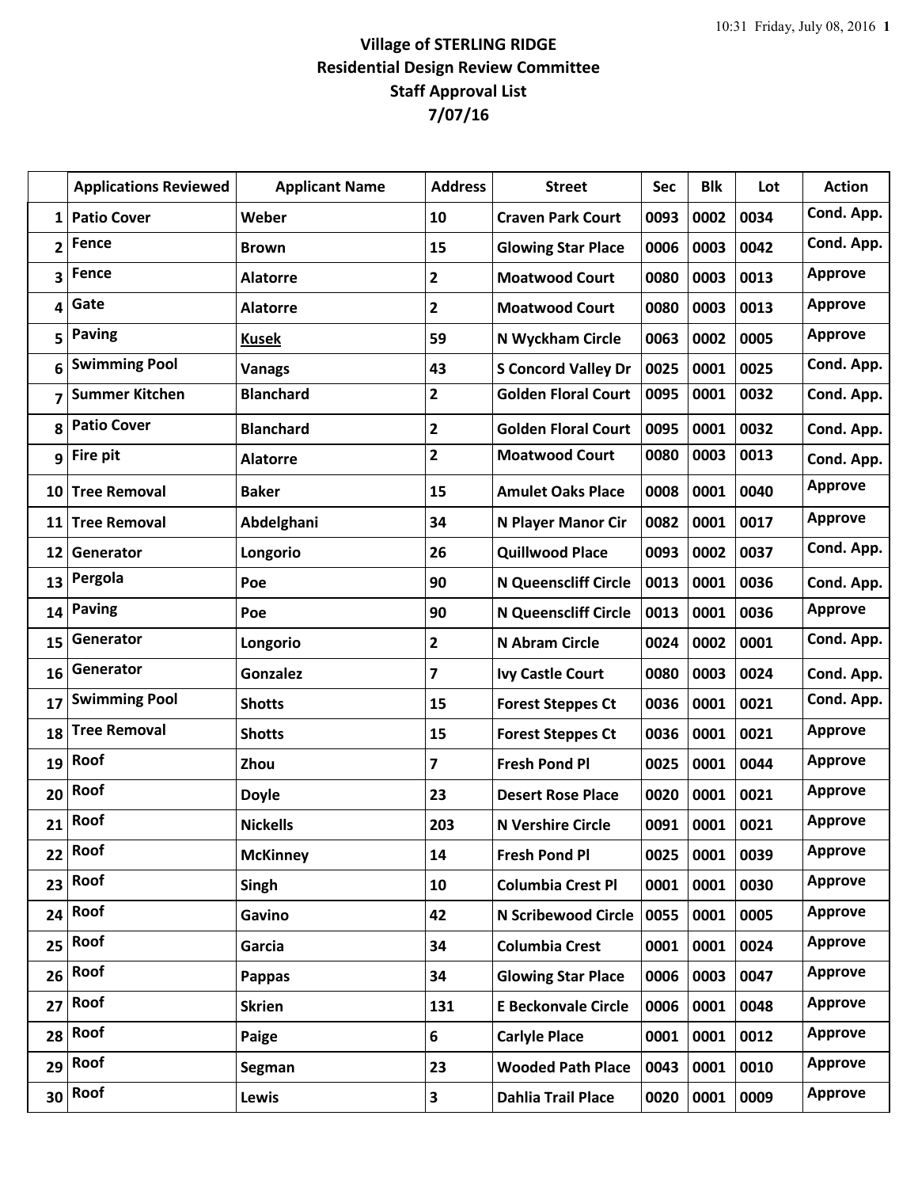**Village of STERLING RIDGE**
**Residential Design Review Committee**
**Staff Approval List**
**7/07/16**

| | Applications Reviewed | Applicant Name | Address | Street | Sec | Blk | Lot | Action |
|---|---|---|---|---|---|---|---|---|
| 1 | Patio Cover | Weber | 10 | Craven Park Court | 0093 | 0002 | 0034 | Cond. App. |
| 2 | Fence | Brown | 15 | Glowing Star Place | 0006 | 0003 | 0042 | Cond. App. |
| 3 | Fence | Alatorre | 2 | Moatwood Court | 0080 | 0003 | 0013 | Approve |
| 4 | Gate | Alatorre | 2 | Moatwood Court | 0080 | 0003 | 0013 | Approve |
| 5 | Paving | Kusek | 59 | N Wyckham Circle | 0063 | 0002 | 0005 | Approve |
| 6 | Swimming Pool | Vanags | 43 | S Concord Valley Dr | 0025 | 0001 | 0025 | Cond. App. |
| 7 | Summer Kitchen | Blanchard | 2 | Golden Floral Court | 0095 | 0001 | 0032 | Cond. App. |
| 8 | Patio Cover | Blanchard | 2 | Golden Floral Court | 0095 | 0001 | 0032 | Cond. App. |
| 9 | Fire pit | Alatorre | 2 | Moatwood Court | 0080 | 0003 | 0013 | Cond. App. |
| 10 | Tree Removal | Baker | 15 | Amulet Oaks Place | 0008 | 0001 | 0040 | Approve |
| 11 | Tree Removal | Abdelghani | 34 | N Player Manor Cir | 0082 | 0001 | 0017 | Approve |
| 12 | Generator | Longorio | 26 | Quillwood Place | 0093 | 0002 | 0037 | Cond. App. |
| 13 | Pergola | Poe | 90 | N Queenscliff Circle | 0013 | 0001 | 0036 | Cond. App. |
| 14 | Paving | Poe | 90 | N Queenscliff Circle | 0013 | 0001 | 0036 | Approve |
| 15 | Generator | Longorio | 2 | N Abram Circle | 0024 | 0002 | 0001 | Cond. App. |
| 16 | Generator | Gonzalez | 7 | Ivy Castle Court | 0080 | 0003 | 0024 | Cond. App. |
| 17 | Swimming Pool | Shotts | 15 | Forest Steppes Ct | 0036 | 0001 | 0021 | Cond. App. |
| 18 | Tree Removal | Shotts | 15 | Forest Steppes Ct | 0036 | 0001 | 0021 | Approve |
| 19 | Roof | Zhou | 7 | Fresh Pond Pl | 0025 | 0001 | 0044 | Approve |
| 20 | Roof | Doyle | 23 | Desert Rose Place | 0020 | 0001 | 0021 | Approve |
| 21 | Roof | Nickells | 203 | N Vershire Circle | 0091 | 0001 | 0021 | Approve |
| 22 | Roof | McKinney | 14 | Fresh Pond Pl | 0025 | 0001 | 0039 | Approve |
| 23 | Roof | Singh | 10 | Columbia Crest Pl | 0001 | 0001 | 0030 | Approve |
| 24 | Roof | Gavino | 42 | N Scribewood Circle | 0055 | 0001 | 0005 | Approve |
| 25 | Roof | Garcia | 34 | Columbia Crest | 0001 | 0001 | 0024 | Approve |
| 26 | Roof | Pappas | 34 | Glowing Star Place | 0006 | 0003 | 0047 | Approve |
| 27 | Roof | Skrien | 131 | E Beckonvale Circle | 0006 | 0001 | 0048 | Approve |
| 28 | Roof | Paige | 6 | Carlyle Place | 0001 | 0001 | 0012 | Approve |
| 29 | Roof | Segman | 23 | Wooded Path Place | 0043 | 0001 | 0010 | Approve |
| 30 | Roof | Lewis | 3 | Dahlia Trail Place | 0020 | 0001 | 0009 | Approve |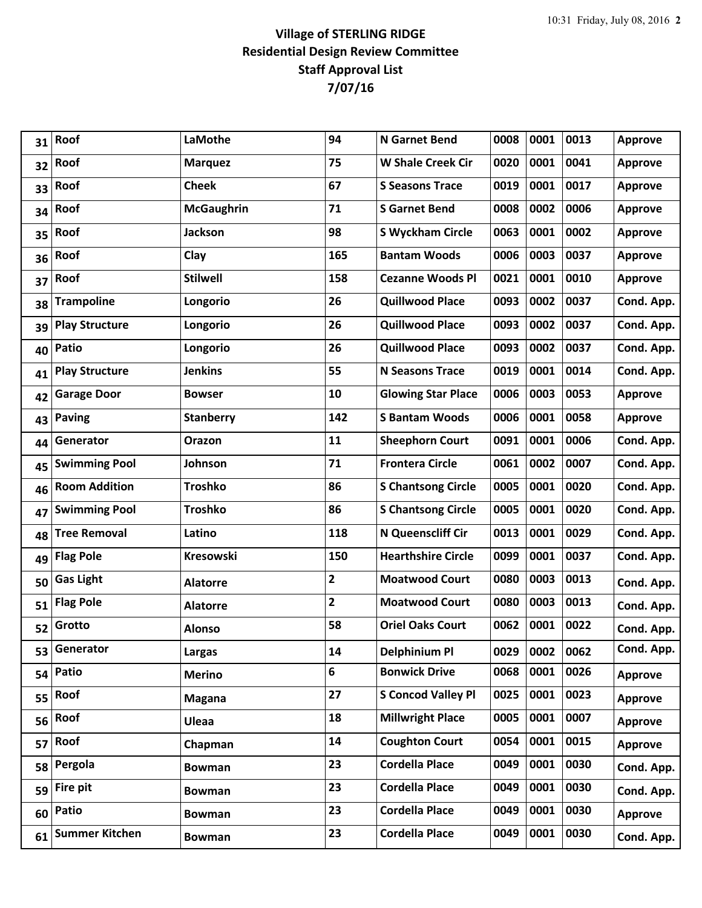**Village of STERLING RIDGE**
**Residential Design Review Committee**
**Staff Approval List**
**7/07/16**

| | | | | | | | | |
|---|---|---|---|---|---|---|---|---|
| 31 | Roof | LaMothe | 94 | N Garnet Bend | 0008 | 0001 | 0013 | Approve |
| 32 | Roof | Marquez | 75 | W Shale Creek Cir | 0020 | 0001 | 0041 | Approve |
| 33 | Roof | Cheek | 67 | S Seasons Trace | 0019 | 0001 | 0017 | Approve |
| 34 | Roof | McGaughrin | 71 | S Garnet Bend | 0008 | 0002 | 0006 | Approve |
| 35 | Roof | Jackson | 98 | S Wyckham Circle | 0063 | 0001 | 0002 | Approve |
| 36 | Roof | Clay | 165 | Bantam Woods | 0006 | 0003 | 0037 | Approve |
| 37 | Roof | Stilwell | 158 | Cezanne Woods Pl | 0021 | 0001 | 0010 | Approve |
| 38 | Trampoline | Longorio | 26 | Quillwood Place | 0093 | 0002 | 0037 | Cond. App. |
| 39 | Play Structure | Longorio | 26 | Quillwood Place | 0093 | 0002 | 0037 | Cond. App. |
| 40 | Patio | Longorio | 26 | Quillwood Place | 0093 | 0002 | 0037 | Cond. App. |
| 41 | Play Structure | Jenkins | 55 | N Seasons Trace | 0019 | 0001 | 0014 | Cond. App. |
| 42 | Garage Door | Bowser | 10 | Glowing Star Place | 0006 | 0003 | 0053 | Approve |
| 43 | Paving | Stanberry | 142 | S Bantam Woods | 0006 | 0001 | 0058 | Approve |
| 44 | Generator | Orazon | 11 | Sheephorn Court | 0091 | 0001 | 0006 | Cond. App. |
| 45 | Swimming Pool | Johnson | 71 | Frontera Circle | 0061 | 0002 | 0007 | Cond. App. |
| 46 | Room Addition | Troshko | 86 | S Chantsong Circle | 0005 | 0001 | 0020 | Cond. App. |
| 47 | Swimming Pool | Troshko | 86 | S Chantsong Circle | 0005 | 0001 | 0020 | Cond. App. |
| 48 | Tree Removal | Latino | 118 | N Queenscliff Cir | 0013 | 0001 | 0029 | Cond. App. |
| 49 | Flag Pole | Kresowski | 150 | Hearthshire Circle | 0099 | 0001 | 0037 | Cond. App. |
| 50 | Gas Light | Alatorre | 2 | Moatwood Court | 0080 | 0003 | 0013 | Cond. App. |
| 51 | Flag Pole | Alatorre | 2 | Moatwood Court | 0080 | 0003 | 0013 | Cond. App. |
| 52 | Grotto | Alonso | 58 | Oriel Oaks Court | 0062 | 0001 | 0022 | Cond. App. |
| 53 | Generator | Largas | 14 | Delphinium Pl | 0029 | 0002 | 0062 | Cond. App. |
| 54 | Patio | Merino | 6 | Bonwick Drive | 0068 | 0001 | 0026 | Approve |
| 55 | Roof | Magana | 27 | S Concod Valley Pl | 0025 | 0001 | 0023 | Approve |
| 56 | Roof | Uleaa | 18 | Millwright Place | 0005 | 0001 | 0007 | Approve |
| 57 | Roof | Chapman | 14 | Coughton Court | 0054 | 0001 | 0015 | Approve |
| 58 | Pergola | Bowman | 23 | Cordella Place | 0049 | 0001 | 0030 | Cond. App. |
| 59 | Fire pit | Bowman | 23 | Cordella Place | 0049 | 0001 | 0030 | Cond. App. |
| 60 | Patio | Bowman | 23 | Cordella Place | 0049 | 0001 | 0030 | Approve |
| 61 | Summer Kitchen | Bowman | 23 | Cordella Place | 0049 | 0001 | 0030 | Cond. App. |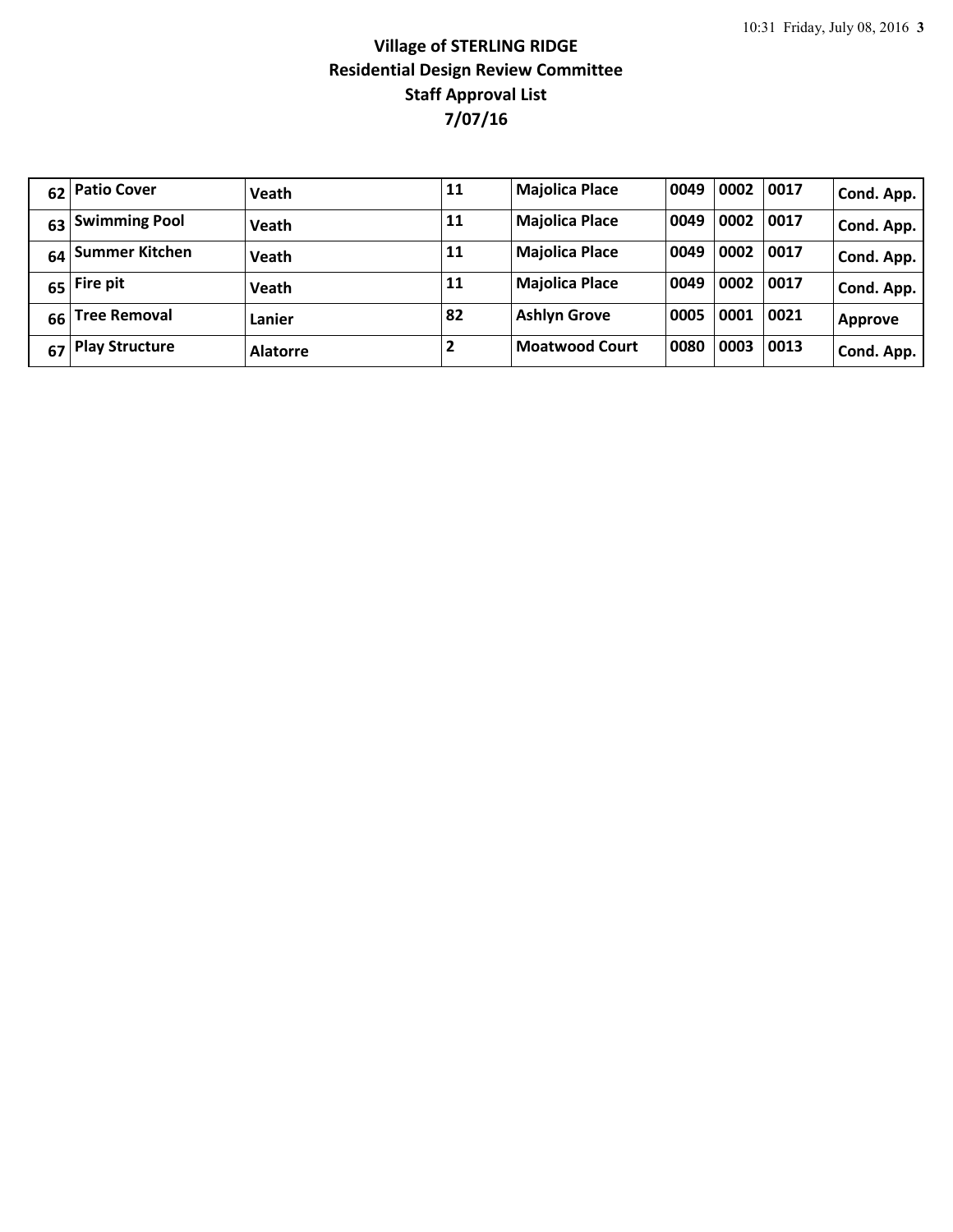**Village of STERLING RIDGE**
**Residential Design Review Committee**
**Staff Approval List**
**7/07/16**

| | | | | | | | | |
|---|---|---|---|---|---|---|---|---|
| 62 | Patio Cover | Veath | 11 | Majolica Place | 0049 | 0002 | 0017 | Cond. App. |
| 63 | Swimming Pool | Veath | 11 | Majolica Place | 0049 | 0002 | 0017 | Cond. App. |
| 64 | Summer Kitchen | Veath | 11 | Majolica Place | 0049 | 0002 | 0017 | Cond. App. |
| 65 | Fire pit | Veath | 11 | Majolica Place | 0049 | 0002 | 0017 | Cond. App. |
| 66 | Tree Removal | Lanier | 82 | Ashlyn Grove | 0005 | 0001 | 0021 | Approve |
| 67 | Play Structure | Alatorre | 2 | Moatwood Court | 0080 | 0003 | 0013 | Cond. App. |